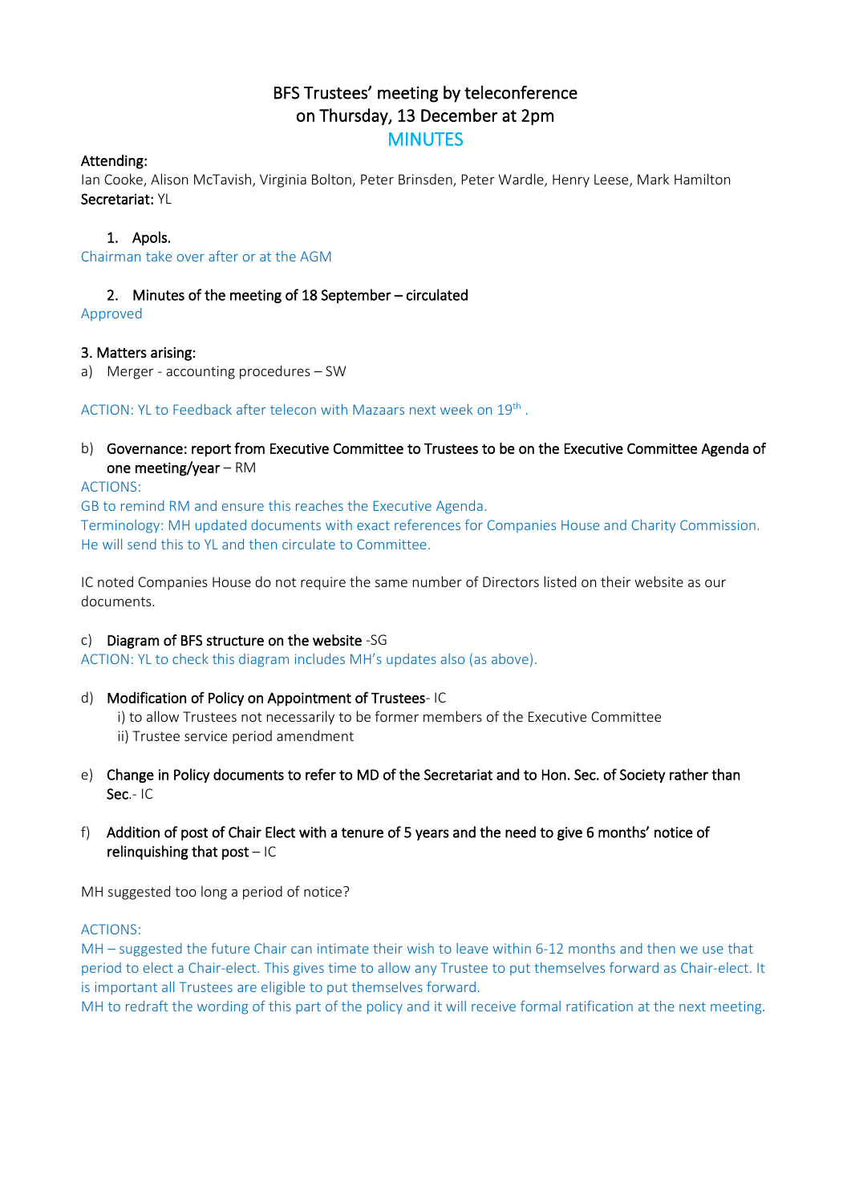# BFS Trustees' meeting by teleconference
# on Thursday, 13 December at 2pm
## MINUTES

**Attending:**
Ian Cooke, Alison McTavish, Virginia Bolton, Peter Brinsden, Peter Wardle, Henry Leese, Mark Hamilton
**Secretariat:** YL

1. **Apols.**

Chairman take over after or at the AGM

2. **Minutes of the meeting of 18 September – circulated**

Approved

**3. Matters arising:**

a) Merger - accounting procedures – SW

ACTION: YL to Feedback after telecon with Mazaars next week on 19th .

b) **Governance: report from Executive Committee to Trustees to be on the Executive Committee Agenda of one meeting/year** – RM

ACTIONS:
GB to remind RM and ensure this reaches the Executive Agenda.
Terminology: MH updated documents with exact references for Companies House and Charity Commission. He will send this to YL and then circulate to Committee.

IC noted Companies House do not require the same number of Directors listed on their website as our documents.

c) **Diagram of BFS structure on the website** -SG

ACTION: YL to check this diagram includes MH's updates also (as above).

d) **Modification of Policy on Appointment of Trustees**- IC
   i) to allow Trustees not necessarily to be former members of the Executive Committee
   ii) Trustee service period amendment

e) **Change in Policy documents to refer to MD of the Secretariat and to Hon. Sec. of Society rather than Sec.**- IC

f) **Addition of post of Chair Elect with a tenure of 5 years and the need to give 6 months' notice of relinquishing that post** – IC

MH suggested too long a period of notice?

ACTIONS:
MH – suggested the future Chair can intimate their wish to leave within 6-12 months and then we use that period to elect a Chair-elect. This gives time to allow any Trustee to put themselves forward as Chair-elect. It is important all Trustees are eligible to put themselves forward.
MH to redraft the wording of this part of the policy and it will receive formal ratification at the next meeting.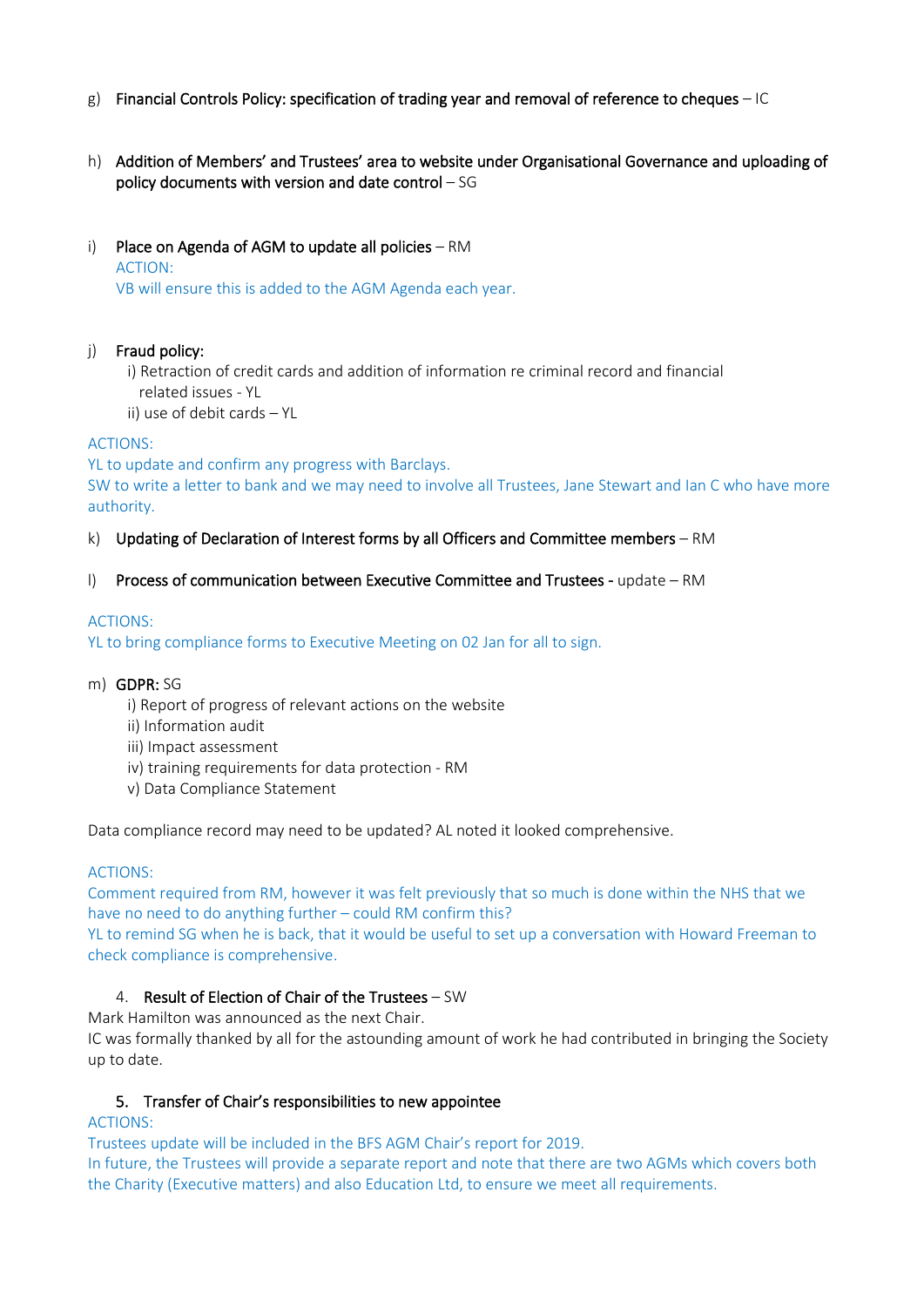g) **Financial Controls Policy: specification of trading year and removal of reference to cheques** – IC

h) **Addition of Members' and Trustees' area to website under Organisational Governance and uploading of policy documents with version and date control** – SG

i) **Place on Agenda of AGM to update all policies** – RM
ACTION:
VB will ensure this is added to the AGM Agenda each year.

j) **Fraud policy:**
   i) Retraction of credit cards and addition of information re criminal record and financial related issues - YL
   ii) use of debit cards – YL

ACTIONS:
YL to update and confirm any progress with Barclays.
SW to write a letter to bank and we may need to involve all Trustees, Jane Stewart and Ian C who have more authority.

k) **Updating of Declaration of Interest forms by all Officers and Committee members** – RM

l) **Process of communication between Executive Committee and Trustees -** update – RM

ACTIONS:
YL to bring compliance forms to Executive Meeting on 02 Jan for all to sign.

m) **GDPR:** SG
   i) Report of progress of relevant actions on the website
   ii) Information audit
   iii) Impact assessment
   iv) training requirements for data protection - RM
   v) Data Compliance Statement

Data compliance record may need to be updated? AL noted it looked comprehensive.

ACTIONS:
Comment required from RM, however it was felt previously that so much is done within the NHS that we have no need to do anything further – could RM confirm this?
YL to remind SG when he is back, that it would be useful to set up a conversation with Howard Freeman to check compliance is comprehensive.

4. **Result of Election of Chair of the Trustees** – SW

Mark Hamilton was announced as the next Chair.
IC was formally thanked by all for the astounding amount of work he had contributed in bringing the Society up to date.

5. **Transfer of Chair's responsibilities to new appointee**

ACTIONS:
Trustees update will be included in the BFS AGM Chair's report for 2019.
In future, the Trustees will provide a separate report and note that there are two AGMs which covers both the Charity (Executive matters) and also Education Ltd, to ensure we meet all requirements.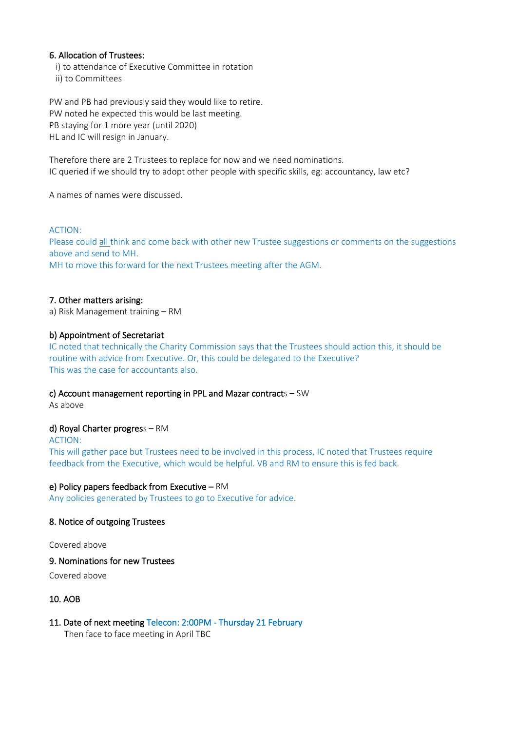### 6. Allocation of Trustees:

i) to attendance of Executive Committee in rotation
ii) to Committees

PW and PB had previously said they would like to retire.
PW noted he expected this would be last meeting.
PB staying for 1 more year (until 2020)
HL and IC will resign in January.

Therefore there are 2 Trustees to replace for now and we need nominations.
IC queried if we should try to adopt other people with specific skills, eg: accountancy, law etc?

A names of names were discussed.

ACTION:
Please could all think and come back with other new Trustee suggestions or comments on the suggestions above and send to MH.
MH to move this forward for the next Trustees meeting after the AGM.

### 7. Other matters arising:

a) Risk Management training – RM

#### b) Appointment of Secretariat

IC noted that technically the Charity Commission says that the Trustees should action this, it should be routine with advice from Executive. Or, this could be delegated to the Executive?
This was the case for accountants also.

#### c) Account management reporting in PPL and Mazar contracts – SW

As above

#### d) Royal Charter progress – RM

ACTION:
This will gather pace but Trustees need to be involved in this process, IC noted that Trustees require feedback from the Executive, which would be helpful. VB and RM to ensure this is fed back.

#### e) Policy papers feedback from Executive – RM

Any policies generated by Trustees to go to Executive for advice.

### 8. Notice of outgoing Trustees

Covered above

### 9. Nominations for new Trustees

Covered above

### 10. AOB

### 11. Date of next meeting Telecon: 2:00PM - Thursday 21 February

Then face to face meeting in April TBC